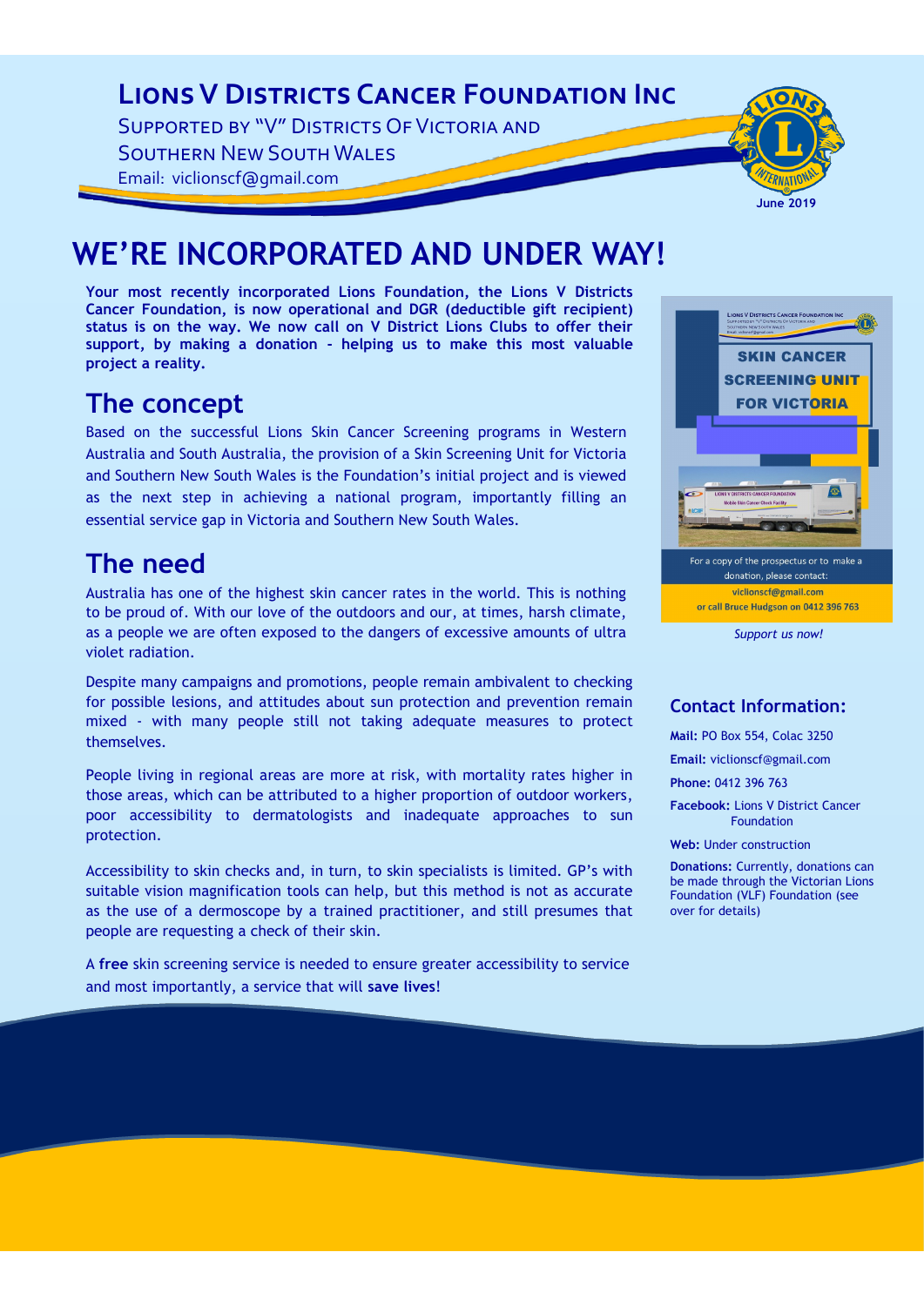# Lions V Districts Cancer Foundation Inc

Supported by "V" Districts Of Victoria and Southern New South Wales

Email: viclionscf@gmail.com

June 2019

# WE'RE INCORPORATED AND UNDER WAY!

**Your most recently incorporated Lions Foundation, the Lions V Districts Cancer Foundation, is now operational and DGR (deductible gift recipient) status is on the way. We now call on V District Lions Clubs to offer their support, by making a donation - helping us to make this most valuable project a reality.**

## The concept

Based on the successful Lions Skin Cancer Screening programs in Western Australia and South Australia, the provision of a Skin Screening Unit for Victoria and Southern New South Wales is the Foundation's initial project and is viewed as the next step in achieving a national program, importantly filling an essential service gap in Victoria and Southern New South Wales.

## The need

Australia has one of the highest skin cancer rates in the world. This is nothing to be proud of. With our love of the outdoors and our, at times, harsh climate, as a people we are often exposed to the dangers of excessive amounts of ultra violet radiation.

Despite many campaigns and promotions, people remain ambivalent to checking for possible lesions, and attitudes about sun protection and prevention remain mixed - with many people still not taking adequate measures to protect themselves.

People living in regional areas are more at risk, with mortality rates higher in those areas, which can be attributed to a higher proportion of outdoor workers, poor accessibility to dermatologists and inadequate approaches to sun protection.

Accessibility to skin checks and, in turn, to skin specialists is limited. GP's with suitable vision magnification tools can help, but this method is not as accurate as the use of a dermoscope by a trained practitioner, and still presumes that people are requesting a check of their skin.

A **free** skin screening service is needed to ensure greater accessibility to service and most importantly, a service that will **save lives**!

---

**SKIN CANCER SCREENING UNIT FOR VICTORIA**

For a copy of the prospectus or to make a donation, please contact:
viclionscf@gmail.com
or call Bruce Hudgson on 0412 396 763

*Support us now!*

### Contact Information:

**Mail:** PO Box 554, Colac 3250

**Email:** viclionscf@gmail.com

**Phone:** 0412 396 763

**Facebook:** Lions V District Cancer Foundation

**Web:** Under construction

**Donations:** Currently, donations can be made through the Victorian Lions Foundation (VLF) Foundation (see over for details)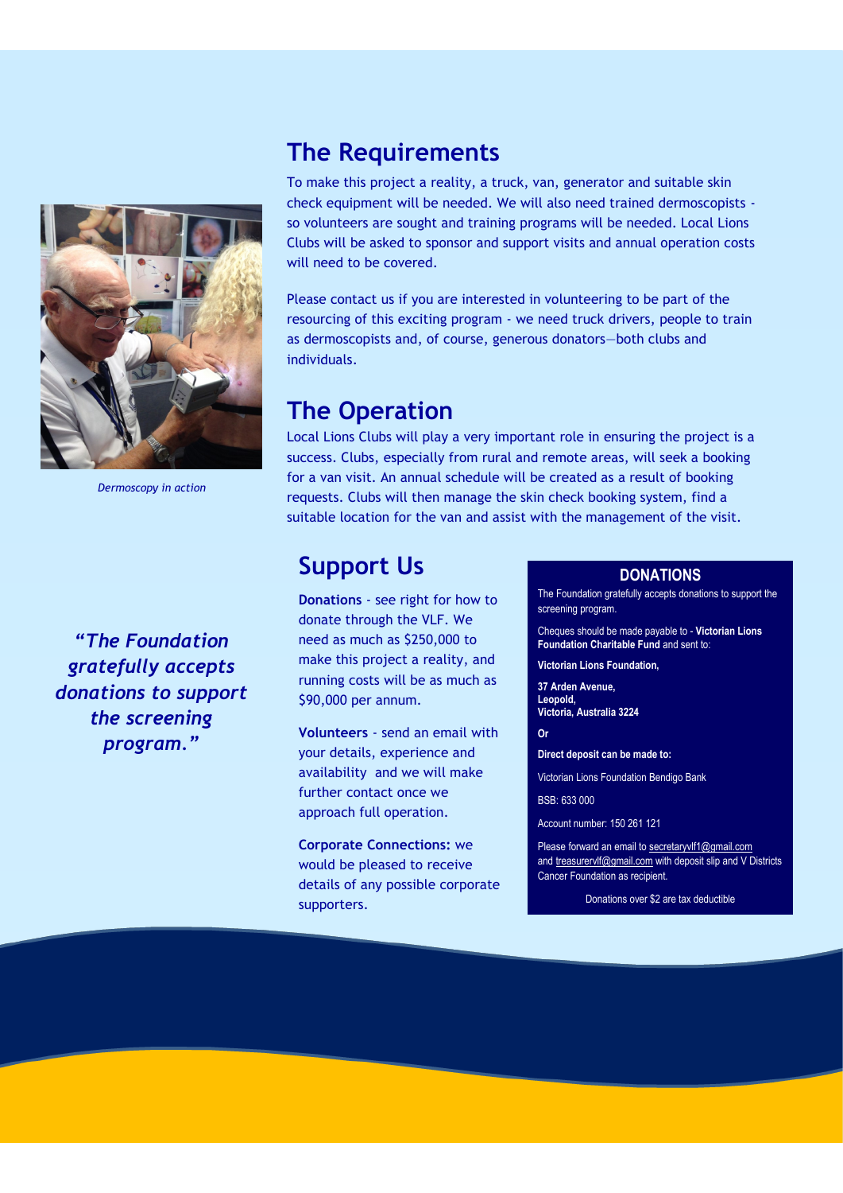## The Requirements

To make this project a reality, a truck, van, generator and suitable skin check equipment will be needed. We will also need trained dermoscopists - so volunteers are sought and training programs will be needed. Local Lions Clubs will be asked to sponsor and support visits and annual operation costs will need to be covered.

Please contact us if you are interested in volunteering to be part of the resourcing of this exciting program - we need truck drivers, people to train as dermoscopists and, of course, generous donators—both clubs and individuals.

*Dermoscopy in action*

## The Operation

Local Lions Clubs will play a very important role in ensuring the project is a success. Clubs, especially from rural and remote areas, will seek a booking for a van visit. An annual schedule will be created as a result of booking requests. Clubs will then manage the skin check booking system, find a suitable location for the van and assist with the management of the visit.

*"The Foundation gratefully accepts donations to support the screening program."*

## Support Us

**Donations** - see right for how to donate through the VLF. We need as much as $250,000 to make this project a reality, and running costs will be as much as $90,000 per annum.

**Volunteers** - send an email with your details, experience and availability and we will make further contact once we approach full operation.

**Corporate Connections:** we would be pleased to receive details of any possible corporate supporters.

### DONATIONS

The Foundation gratefully accepts donations to support the screening program.

Cheques should be made payable to - **Victorian Lions Foundation Charitable Fund** and sent to:

**Victorian Lions Foundation,**

**37 Arden Avenue,**
**Leopold,**
**Victoria, Australia 3224**

**Or**

**Direct deposit can be made to:**

Victorian Lions Foundation Bendigo Bank

BSB: 633 000

Account number: 150 261 121

Please forward an email to secretaryvlf1@gmail.com and treasurervlf@gmail.com with deposit slip and V Districts Cancer Foundation as recipient.

Donations over $2 are tax deductible